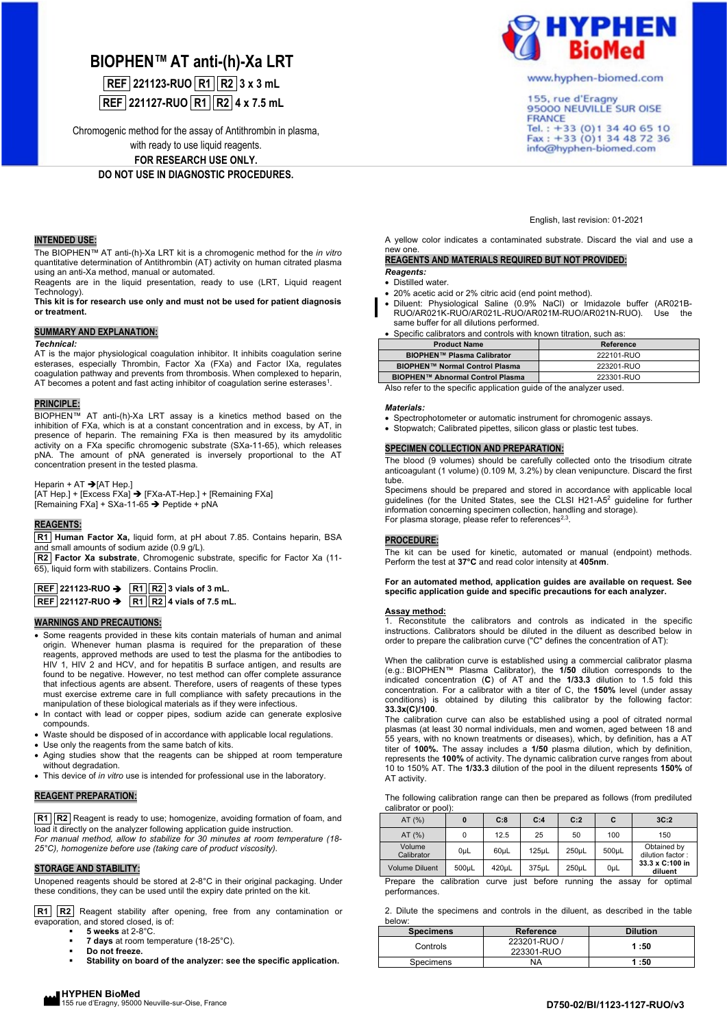# BIOPHEN™ AT anti-(h)-Xa LRT

**REF 221123-RUO R1 R2 3 x 3 mL**

**REF 221127-RUO R1 R2 4 x 7.5 mL**

Chromogenic method for the assay of Antithrombin in plasma, with ready to use liquid reagents.

**FOR RESEARCH USE ONLY.**

**DO NOT USE IN DIAGNOSTIC PROCEDURES.**

**HYPHEN BioMed**

www.hyphen-biomed.com

155, rue d'Eragny
95000 NEUVILLE SUR OISE
FRANCE
Tel. : +33 (0)1 34 40 65 10
Fax : +33 (0)1 34 48 72 36
info@hyphen-biomed.com

English, last revision: 01-2021

## INTENDED USE:

The BIOPHEN™ AT anti-(h)-Xa LRT kit is a chromogenic method for the *in vitro* quantitative determination of Antithrombin (AT) activity on human citrated plasma using an anti-Xa method, manual or automated.

Reagents are in the liquid presentation, ready to use (LRT, Liquid reagent Technology).

**This kit is for research use only and must not be used for patient diagnosis or treatment.**

## SUMMARY AND EXPLANATION:

***Technical:***

AT is the major physiological coagulation inhibitor. It inhibits coagulation serine esterases, especially Thrombin, Factor Xa (FXa) and Factor IXa, regulates coagulation pathway and prevents from thrombosis. When complexed to heparin, AT becomes a potent and fast acting inhibitor of coagulation serine esterases[1].

## PRINCIPLE:

BIOPHEN™ AT anti-(h)-Xa LRT assay is a kinetics method based on the inhibition of FXa, which is at a constant concentration and in excess, by AT, in presence of heparin. The remaining FXa is then measured by its amydolitic activity on a FXa specific chromogenic substrate (SXa-11-65), which releases pNA. The amount of pNA generated is inversely proportional to the AT concentration present in the tested plasma.

Heparin + AT ➔ [AT Hep.]
[AT Hep.] + [Excess FXa] ➔ [FXa-AT-Hep.] + [Remaining FXa]
[Remaining FXa] + SXa-11-65 ➔ Peptide + pNA

## REAGENTS:

**R1** **Human Factor Xa,** liquid form, at pH about 7.85. Contains heparin, BSA and small amounts of sodium azide (0.9 g/L).

**R2** **Factor Xa substrate**, Chromogenic substrate, specific for Factor Xa (11-65), liquid form with stabilizers. Contains Proclin.

**REF 221123-RUO ➔ R1 R2 3 vials of 3 mL.**
**REF 221127-RUO ➔ R1 R2 4 vials of 7.5 mL.**

## WARNINGS AND PRECAUTIONS:

- Some reagents provided in these kits contain materials of human and animal origin. Whenever human plasma is required for the preparation of these reagents, approved methods are used to test the plasma for the antibodies to HIV 1, HIV 2 and HCV, and for hepatitis B surface antigen, and results are found to be negative. However, no test method can offer complete assurance that infectious agents are absent. Therefore, users of reagents of these types must exercise extreme care in full compliance with safety precautions in the manipulation of these biological materials as if they were infectious.
- In contact with lead or copper pipes, sodium azide can generate explosive compounds.
- Waste should be disposed of in accordance with applicable local regulations.
- Use only the reagents from the same batch of kits.
- Aging studies show that the reagents can be shipped at room temperature without degradation.
- This device of *in vitro* use is intended for professional use in the laboratory.

## REAGENT PREPARATION:

**R1** **R2** Reagent is ready to use; homogenize, avoiding formation of foam, and load it directly on the analyzer following application guide instruction.

*For manual method, allow to stabilize for 30 minutes at room temperature (18-25°C), homogenize before use (taking care of product viscosity).*

## STORAGE AND STABILITY:

Unopened reagents should be stored at 2-8°C in their original packaging. Under these conditions, they can be used until the expiry date printed on the kit.

**R1** **R2** Reagent stability after opening, free from any contamination or evaporation, and stored closed, is of:

- **5 weeks** at 2-8°C.
- **7 days** at room temperature (18-25°C).
- **Do not freeze.**
- **Stability on board of the analyzer: see the specific application.**

A yellow color indicates a contaminated substrate. Discard the vial and use a new one.

## REAGENTS AND MATERIALS REQUIRED BUT NOT PROVIDED:

***Reagents:***

- Distilled water.
- 20% acetic acid or 2% citric acid (end point method).
- Diluent: Physiological Saline (0.9% NaCl) or Imidazole buffer (AR021B-RUO/AR021K-RUO/AR021L-RUO/AR021M-RUO/AR021N-RUO). Use the same buffer for all dilutions performed.
- Specific calibrators and controls with known titration, such as:

| Product Name | Reference |
|---|---|
| **BIOPHEN™ Plasma Calibrator** | 222101-RUO |
| **BIOPHEN™ Normal Control Plasma** | 223201-RUO |
| **BIOPHEN™ Abnormal Control Plasma** | 223301-RUO |

Also refer to the specific application guide of the analyzer used.

***Materials:***

- Spectrophotometer or automatic instrument for chromogenic assays.
- Stopwatch; Calibrated pipettes, silicon glass or plastic test tubes.

## SPECIMEN COLLECTION AND PREPARATION:

The blood (9 volumes) should be carefully collected onto the trisodium citrate anticoagulant (1 volume) (0.109 M, 3.2%) by clean venipuncture. Discard the first tube.

Specimens should be prepared and stored in accordance with applicable local guidelines (for the United States, see the CLSI H21-A5[2] guideline for further information concerning specimen collection, handling and storage).

For plasma storage, please refer to references[2,3].

## PROCEDURE:

The kit can be used for kinetic, automated or manual (endpoint) methods. Perform the test at **37°C** and read color intensity at **405nm**.

**For an automated method, application guides are available on request. See specific application guide and specific precautions for each analyzer.**

### Assay method:

1. Reconstitute the calibrators and controls as indicated in the specific instructions. Calibrators should be diluted in the diluent as described below in order to prepare the calibration curve ("C" defines the concentration of AT):

When the calibration curve is established using a commercial calibrator plasma (e.g.: BIOPHEN™ Plasma Calibrator), the **1/50** dilution corresponds to the indicated concentration (**C**) of AT and the **1/33.3** dilution to 1.5 fold this concentration. For a calibrator with a titer of C, the **150%** level (under assay conditions) is obtained by diluting this calibrator by the following factor: **33.3x(C)/100**.

The calibration curve can also be established using a pool of citrated normal plasmas (at least 30 normal individuals, men and women, aged between 18 and 55 years, with no known treatments or diseases), which, by definition, has a AT titer of **100%.** The assay includes a **1/50** plasma dilution, which by definition, represents the **100%** of activity. The dynamic calibration curve ranges from about 10 to 150% AT. The **1/33.3** dilution of the pool in the diluent represents **150%** of AT activity.

The following calibration range can then be prepared as follows (from prediluted calibrator or pool):

| AT (%) | 0 | C:8 | C:4 | C:2 | C | 3C:2 |
|---|---|---|---|---|---|---|
| AT (%) | 0 | 12.5 | 25 | 50 | 100 | 150 |
| Volume Calibrator | 0µL | 60µL | 125µL | 250µL | 500µL | Obtained by dilution factor : **33.3 x C:100 in diluent** |
| Volume Diluent | 500µL | 420µL | 375µL | 250µL | 0µL | |

Prepare the calibration curve just before running the assay for optimal performances.

2. Dilute the specimens and controls in the diluent, as described in the table below:

| Specimens | Reference | Dilution |
|---|---|---|
| Controls | 223201-RUO / 223301-RUO | **1 :50** |
| Specimens | NA | **1 :50** |

**HYPHEN BioMed**
155 rue d'Eragny, 95000 Neuville-sur-Oise, France

**D750-02/BI/1123-1127-RUO/v3**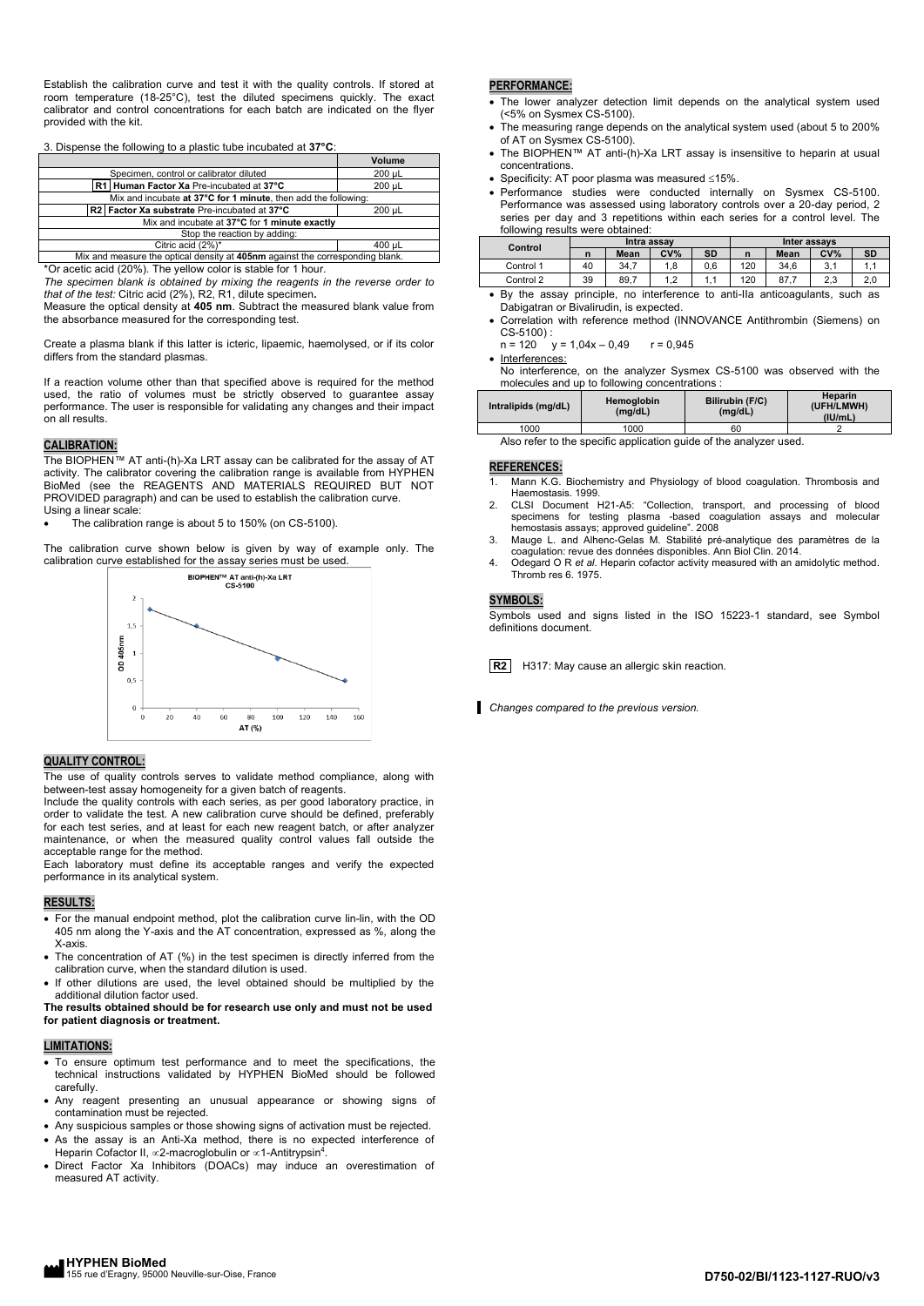Establish the calibration curve and test it with the quality controls. If stored at room temperature (18-25°C), test the diluted specimens quickly. The exact calibrator and control concentrations for each batch are indicated on the flyer provided with the kit.

3. Dispense the following to a plastic tube incubated at **37°C**:

| | Volume |
|---|---|
| Specimen, control or calibrator diluted | 200 µL |
| **R1** **Human Factor Xa** Pre-incubated at **37°C** | 200 µL |
| Mix and incubate **at 37°C for 1 minute**, then add the following: | |
| **R2** **Factor Xa substrate** Pre-incubated at **37°C** | 200 µL |
| Mix and incubate at **37°C** for **1 minute exactly** | |
| Stop the reaction by adding: | |
| Citric acid (2%)* | 400 µL |
| Mix and measure the optical density at **405nm** against the corresponding blank. | |

*Or acetic acid (20%). The yellow color is stable for 1 hour.

*The specimen blank is obtained by mixing the reagents in the reverse order to that of the test:* Citric acid (2%), R2, R1, dilute specimen**.**

Measure the optical density at **405 nm**. Subtract the measured blank value from the absorbance measured for the corresponding test.

Create a plasma blank if this latter is icteric, lipaemic, haemolysed, or if its color differs from the standard plasmas.

If a reaction volume other than that specified above is required for the method used, the ratio of volumes must be strictly observed to guarantee assay performance. The user is responsible for validating any changes and their impact on all results.

## CALIBRATION:

The BIOPHEN™ AT anti-(h)-Xa LRT assay can be calibrated for the assay of AT activity. The calibrator covering the calibration range is available from HYPHEN BioMed (see the REAGENTS AND MATERIALS REQUIRED BUT NOT PROVIDED paragraph) and can be used to establish the calibration curve.
Using a linear scale:

- The calibration range is about 5 to 150% (on CS-5100).

The calibration curve shown below is given by way of example only. The calibration curve established for the assay series must be used.

BIOPHEN™ AT anti-(h)-Xa LRT
CS-5100

OD 405nm
2
1,5
1
0,5
0
0 20 40 60 80 100 120 140 160
AT (%)

## QUALITY CONTROL:

The use of quality controls serves to validate method compliance, along with between-test assay homogeneity for a given batch of reagents.

Include the quality controls with each series, as per good laboratory practice, in order to validate the test. A new calibration curve should be defined, preferably for each test series, and at least for each new reagent batch, or after analyzer maintenance, or when the measured quality control values fall outside the acceptable range for the method.

Each laboratory must define its acceptable ranges and verify the expected performance in its analytical system.

## RESULTS:

- For the manual endpoint method, plot the calibration curve lin-lin, with the OD 405 nm along the Y-axis and the AT concentration, expressed as %, along the X-axis.
- The concentration of AT (%) in the test specimen is directly inferred from the calibration curve, when the standard dilution is used.
- If other dilutions are used, the level obtained should be multiplied by the additional dilution factor used.

**The results obtained should be for research use only and must not be used for patient diagnosis or treatment.**

## LIMITATIONS:

- To ensure optimum test performance and to meet the specifications, the technical instructions validated by HYPHEN BioMed should be followed carefully.
- Any reagent presenting an unusual appearance or showing signs of contamination must be rejected.
- Any suspicious samples or those showing signs of activation must be rejected.
- As the assay is an Anti-Xa method, there is no expected interference of Heparin Cofactor II, ∝2-macroglobulin or ∝1-Antitrypsin[4].
- Direct Factor Xa Inhibitors (DOACs) may induce an overestimation of measured AT activity.

## PERFORMANCE:

- The lower analyzer detection limit depends on the analytical system used (<5% on Sysmex CS-5100).
- The measuring range depends on the analytical system used (about 5 to 200% of AT on Sysmex CS-5100).
- The BIOPHEN™ AT anti-(h)-Xa LRT assay is insensitive to heparin at usual concentrations.
- Specificity: AT poor plasma was measured ≤15%.
- Performance studies were conducted internally on Sysmex CS-5100. Performance was assessed using laboratory controls over a 20-day period, 2 series per day and 3 repetitions within each series for a control level. The following results were obtained:

| Control | Intra assay | | | | Inter assays | | | |
|---|---|---|---|---|---|---|---|---|
| | n | Mean | CV% | SD | n | Mean | CV% | SD |
| Control 1 | 40 | 34,7 | 1,8 | 0,6 | 120 | 34,6 | 3,1 | 1,1 |
| Control 2 | 39 | 89,7 | 1,2 | 1,1 | 120 | 87,7 | 2,3 | 2,0 |

- By the assay principle, no interference to anti-IIa anticoagulants, such as Dabigatran or Bivalirudin, is expected.
- Correlation with reference method (INNOVANCE Antithrombin (Siemens) on CS-5100) :
  n = 120   y = 1,04x – 0,49   r = 0,945
- Interferences:
  No interference, on the analyzer Sysmex CS-5100 was observed with the molecules and up to following concentrations :

| Intralipids (mg/dL) | Hemoglobin (mg/dL) | Bilirubin (F/C) (mg/dL) | Heparin (UFH/LMWH) (IU/mL) |
|---|---|---|---|
| 1000 | 1000 | 60 | 2 |

Also refer to the specific application guide of the analyzer used.

## REFERENCES:

1. Mann K.G. Biochemistry and Physiology of blood coagulation. Thrombosis and Haemostasis. 1999.
2. CLSI Document H21-A5: "Collection, transport, and processing of blood specimens for testing plasma -based coagulation assays and molecular hemostasis assays; approved guideline". 2008
3. Mauge L. and Alhenc-Gelas M. Stabilité pré-analytique des paramètres de la coagulation: revue des données disponibles. Ann Biol Clin. 2014.
4. Odegard O R *et al*. Heparin cofactor activity measured with an amidolytic method. Thromb res 6. 1975.

## SYMBOLS:

Symbols used and signs listed in the ISO 15223-1 standard, see Symbol definitions document.

**R2** H317: May cause an allergic skin reaction.

*Changes compared to the previous version.*

**HYPHEN BioMed**
155 rue d'Eragny, 95000 Neuville-sur-Oise, France

**D750-02/BI/1123-1127-RUO/v3**